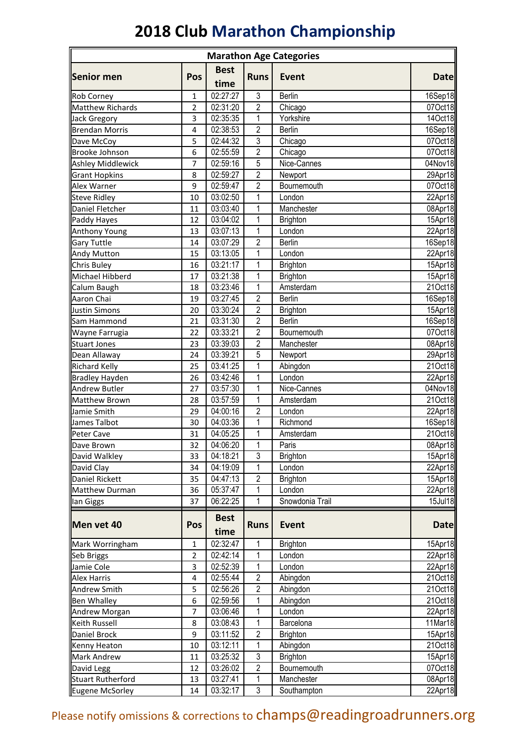# 2018 Club Marathon Championship

**Marathon Age Categories**

| Senior men | Pos | Best time | Runs | Event | Date |
|---|---|---|---|---|---|
| Rob Corney | 1 | 02:27:27 | 3 | Berlin | 16Sep18 |
| Matthew Richards | 2 | 02:31:20 | 2 | Chicago | 07Oct18 |
| Jack Gregory | 3 | 02:35:35 | 1 | Yorkshire | 14Oct18 |
| Brendan Morris | 4 | 02:38:53 | 2 | Berlin | 16Sep18 |
| Dave McCoy | 5 | 02:44:32 | 3 | Chicago | 07Oct18 |
| Brooke Johnson | 6 | 02:55:59 | 2 | Chicago | 07Oct18 |
| Ashley Middlewick | 7 | 02:59:16 | 5 | Nice-Cannes | 04Nov18 |
| Grant Hopkins | 8 | 02:59:27 | 2 | Newport | 29Apr18 |
| Alex Warner | 9 | 02:59:47 | 2 | Bournemouth | 07Oct18 |
| Steve Ridley | 10 | 03:02:50 | 1 | London | 22Apr18 |
| Daniel Fletcher | 11 | 03:03:40 | 1 | Manchester | 08Apr18 |
| Paddy Hayes | 12 | 03:04:02 | 1 | Brighton | 15Apr18 |
| Anthony Young | 13 | 03:07:13 | 1 | London | 22Apr18 |
| Gary Tuttle | 14 | 03:07:29 | 2 | Berlin | 16Sep18 |
| Andy Mutton | 15 | 03:13:05 | 1 | London | 22Apr18 |
| Chris Buley | 16 | 03:21:17 | 1 | Brighton | 15Apr18 |
| Michael Hibberd | 17 | 03:21:38 | 1 | Brighton | 15Apr18 |
| Calum Baugh | 18 | 03:23:46 | 1 | Amsterdam | 21Oct18 |
| Aaron Chai | 19 | 03:27:45 | 2 | Berlin | 16Sep18 |
| Justin Simons | 20 | 03:30:24 | 2 | Brighton | 15Apr18 |
| Sam Hammond | 21 | 03:31:30 | 2 | Berlin | 16Sep18 |
| Wayne Farrugia | 22 | 03:33:21 | 2 | Bournemouth | 07Oct18 |
| Stuart Jones | 23 | 03:39:03 | 2 | Manchester | 08Apr18 |
| Dean Allaway | 24 | 03:39:21 | 5 | Newport | 29Apr18 |
| Richard Kelly | 25 | 03:41:25 | 1 | Abingdon | 21Oct18 |
| Bradley Hayden | 26 | 03:42:46 | 1 | London | 22Apr18 |
| Andrew Butler | 27 | 03:57:30 | 1 | Nice-Cannes | 04Nov18 |
| Matthew Brown | 28 | 03:57:59 | 1 | Amsterdam | 21Oct18 |
| Jamie Smith | 29 | 04:00:16 | 2 | London | 22Apr18 |
| James Talbot | 30 | 04:03:36 | 1 | Richmond | 16Sep18 |
| Peter Cave | 31 | 04:05:25 | 1 | Amsterdam | 21Oct18 |
| Dave Brown | 32 | 04:06:20 | 1 | Paris | 08Apr18 |
| David Walkley | 33 | 04:18:21 | 3 | Brighton | 15Apr18 |
| David Clay | 34 | 04:19:09 | 1 | London | 22Apr18 |
| Daniel Rickett | 35 | 04:47:13 | 2 | Brighton | 15Apr18 |
| Matthew Durman | 36 | 05:37:47 | 1 | London | 22Apr18 |
| Ian Giggs | 37 | 06:22:25 | 1 | Snowdonia Trail | 15Jul18 |

| Men vet 40 | Pos | Best time | Runs | Event | Date |
|---|---|---|---|---|---|
| Mark Worringham | 1 | 02:32:47 | 1 | Brighton | 15Apr18 |
| Seb Briggs | 2 | 02:42:14 | 1 | London | 22Apr18 |
| Jamie Cole | 3 | 02:52:39 | 1 | London | 22Apr18 |
| Alex Harris | 4 | 02:55:44 | 2 | Abingdon | 21Oct18 |
| Andrew Smith | 5 | 02:56:26 | 2 | Abingdon | 21Oct18 |
| Ben Whalley | 6 | 02:59:56 | 1 | Abingdon | 21Oct18 |
| Andrew Morgan | 7 | 03:06:46 | 1 | London | 22Apr18 |
| Keith Russell | 8 | 03:08:43 | 1 | Barcelona | 11Mar18 |
| Daniel Brock | 9 | 03:11:52 | 2 | Brighton | 15Apr18 |
| Kenny Heaton | 10 | 03:12:11 | 1 | Abingdon | 21Oct18 |
| Mark Andrew | 11 | 03:25:32 | 3 | Brighton | 15Apr18 |
| David Legg | 12 | 03:26:02 | 2 | Bournemouth | 07Oct18 |
| Stuart Rutherford | 13 | 03:27:41 | 1 | Manchester | 08Apr18 |
| Eugene McSorley | 14 | 03:32:17 | 3 | Southampton | 22Apr18 |

Please notify omissions & corrections to champs@readingroadrunners.org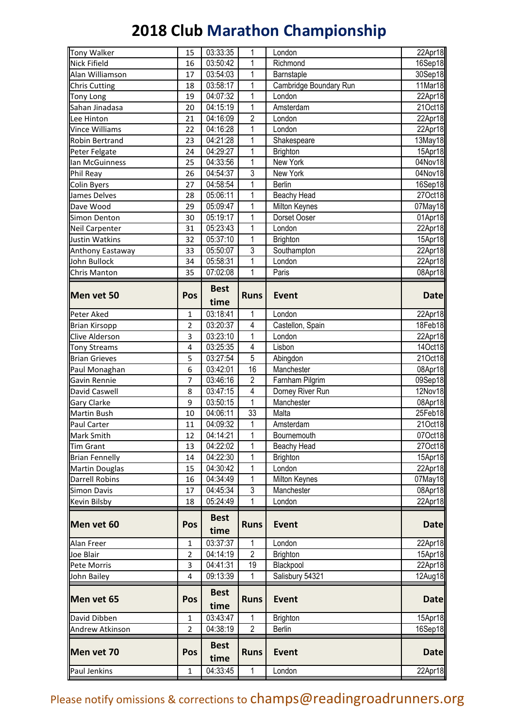# 2018 Club Marathon Championship

| | | | | | |
|---|---|---|---|---|---|
| Tony Walker | 15 | 03:33:35 | 1 | London | 22Apr18 |
| Nick Fifield | 16 | 03:50:42 | 1 | Richmond | 16Sep18 |
| Alan Williamson | 17 | 03:54:03 | 1 | Barnstaple | 30Sep18 |
| Chris Cutting | 18 | 03:58:17 | 1 | Cambridge Boundary Run | 11Mar18 |
| Tony Long | 19 | 04:07:32 | 1 | London | 22Apr18 |
| Sahan Jinadasa | 20 | 04:15:19 | 1 | Amsterdam | 21Oct18 |
| Lee Hinton | 21 | 04:16:09 | 2 | London | 22Apr18 |
| Vince Williams | 22 | 04:16:28 | 1 | London | 22Apr18 |
| Robin Bertrand | 23 | 04:21:28 | 1 | Shakespeare | 13May18 |
| Peter Felgate | 24 | 04:29:27 | 1 | Brighton | 15Apr18 |
| Ian McGuinness | 25 | 04:33:56 | 1 | New York | 04Nov18 |
| Phil Reay | 26 | 04:54:37 | 3 | New York | 04Nov18 |
| Colin Byers | 27 | 04:58:54 | 1 | Berlin | 16Sep18 |
| James Delves | 28 | 05:06:11 | 1 | Beachy Head | 27Oct18 |
| Dave Wood | 29 | 05:09:47 | 1 | Milton Keynes | 07May18 |
| Simon Denton | 30 | 05:19:17 | 1 | Dorset Ooser | 01Apr18 |
| Neil Carpenter | 31 | 05:23:43 | 1 | London | 22Apr18 |
| Justin Watkins | 32 | 05:37:10 | 1 | Brighton | 15Apr18 |
| Anthony Eastaway | 33 | 05:50:07 | 3 | Southampton | 22Apr18 |
| John Bullock | 34 | 05:58:31 | 1 | London | 22Apr18 |
| Chris Manton | 35 | 07:02:08 | 1 | Paris | 08Apr18 |

| Men vet 50 | Pos | Best time | Runs | Event | Date |
|---|---|---|---|---|---|
| Peter Aked | 1 | 03:18:41 | 1 | London | 22Apr18 |
| Brian Kirsopp | 2 | 03:20:37 | 4 | Castellon, Spain | 18Feb18 |
| Clive Alderson | 3 | 03:23:10 | 1 | London | 22Apr18 |
| Tony Streams | 4 | 03:25:35 | 4 | Lisbon | 14Oct18 |
| Brian Grieves | 5 | 03:27:54 | 5 | Abingdon | 21Oct18 |
| Paul Monaghan | 6 | 03:42:01 | 16 | Manchester | 08Apr18 |
| Gavin Rennie | 7 | 03:46:16 | 2 | Farnham Pilgrim | 09Sep18 |
| David Caswell | 8 | 03:47:15 | 4 | Dorney River Run | 12Nov18 |
| Gary Clarke | 9 | 03:50:15 | 1 | Manchester | 08Apr18 |
| Martin Bush | 10 | 04:06:11 | 33 | Malta | 25Feb18 |
| Paul Carter | 11 | 04:09:32 | 1 | Amsterdam | 21Oct18 |
| Mark Smith | 12 | 04:14:21 | 1 | Bournemouth | 07Oct18 |
| Tim Grant | 13 | 04:22:02 | 1 | Beachy Head | 27Oct18 |
| Brian Fennelly | 14 | 04:22:30 | 1 | Brighton | 15Apr18 |
| Martin Douglas | 15 | 04:30:42 | 1 | London | 22Apr18 |
| Darrell Robins | 16 | 04:34:49 | 1 | Milton Keynes | 07May18 |
| Simon Davis | 17 | 04:45:34 | 3 | Manchester | 08Apr18 |
| Kevin Bilsby | 18 | 05:24:49 | 1 | London | 22Apr18 |

| Men vet 60 | Pos | Best time | Runs | Event | Date |
|---|---|---|---|---|---|
| Alan Freer | 1 | 03:37:37 | 1 | London | 22Apr18 |
| Joe Blair | 2 | 04:14:19 | 2 | Brighton | 15Apr18 |
| Pete Morris | 3 | 04:41:31 | 19 | Blackpool | 22Apr18 |
| John Bailey | 4 | 09:13:39 | 1 | Salisbury 54321 | 12Aug18 |

| Men vet 65 | Pos | Best time | Runs | Event | Date |
|---|---|---|---|---|---|
| David Dibben | 1 | 03:43:47 | 1 | Brighton | 15Apr18 |
| Andrew Atkinson | 2 | 04:38:19 | 2 | Berlin | 16Sep18 |

| Men vet 70 | Pos | Best time | Runs | Event | Date |
|---|---|---|---|---|---|
| Paul Jenkins | 1 | 04:33:45 | 1 | London | 22Apr18 |

Please notify omissions & corrections to champs@readingroadrunners.org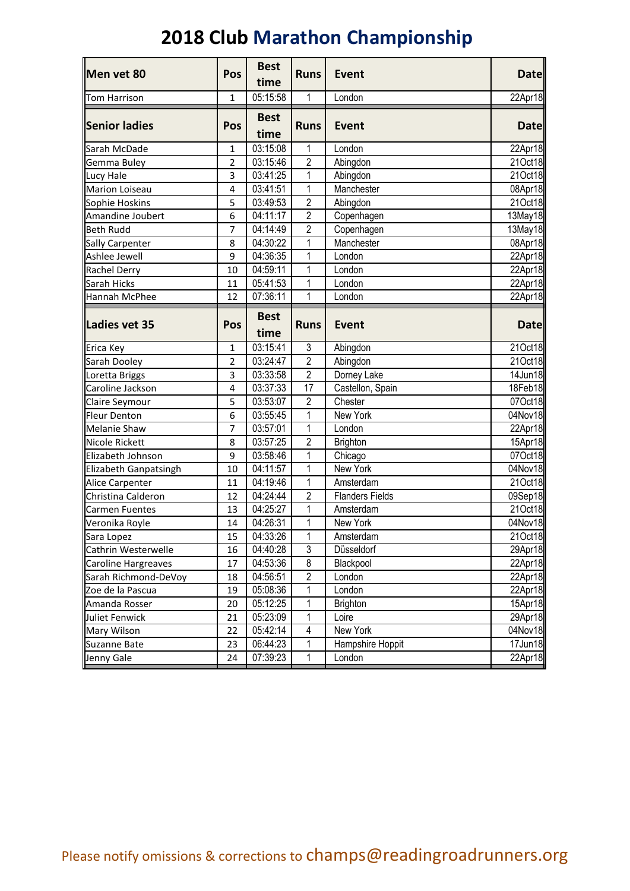# 2018 Club Marathon Championship

| Men vet 80 | Pos | Best time | Runs | Event | Date |
|---|---|---|---|---|---|
| Tom Harrison | 1 | 05:15:58 | 1 | London | 22Apr18 |

| Senior ladies | Pos | Best time | Runs | Event | Date |
|---|---|---|---|---|---|
| Sarah McDade | 1 | 03:15:08 | 1 | London | 22Apr18 |
| Gemma Buley | 2 | 03:15:46 | 2 | Abingdon | 21Oct18 |
| Lucy Hale | 3 | 03:41:25 | 1 | Abingdon | 21Oct18 |
| Marion Loiseau | 4 | 03:41:51 | 1 | Manchester | 08Apr18 |
| Sophie Hoskins | 5 | 03:49:53 | 2 | Abingdon | 21Oct18 |
| Amandine Joubert | 6 | 04:11:17 | 2 | Copenhagen | 13May18 |
| Beth Rudd | 7 | 04:14:49 | 2 | Copenhagen | 13May18 |
| Sally Carpenter | 8 | 04:30:22 | 1 | Manchester | 08Apr18 |
| Ashlee Jewell | 9 | 04:36:35 | 1 | London | 22Apr18 |
| Rachel Derry | 10 | 04:59:11 | 1 | London | 22Apr18 |
| Sarah Hicks | 11 | 05:41:53 | 1 | London | 22Apr18 |
| Hannah McPhee | 12 | 07:36:11 | 1 | London | 22Apr18 |

| Ladies vet 35 | Pos | Best time | Runs | Event | Date |
|---|---|---|---|---|---|
| Erica Key | 1 | 03:15:41 | 3 | Abingdon | 21Oct18 |
| Sarah Dooley | 2 | 03:24:47 | 2 | Abingdon | 21Oct18 |
| Loretta Briggs | 3 | 03:33:58 | 2 | Dorney Lake | 14Jun18 |
| Caroline Jackson | 4 | 03:37:33 | 17 | Castellon, Spain | 18Feb18 |
| Claire Seymour | 5 | 03:53:07 | 2 | Chester | 07Oct18 |
| Fleur Denton | 6 | 03:55:45 | 1 | New York | 04Nov18 |
| Melanie Shaw | 7 | 03:57:01 | 1 | London | 22Apr18 |
| Nicole Rickett | 8 | 03:57:25 | 2 | Brighton | 15Apr18 |
| Elizabeth Johnson | 9 | 03:58:46 | 1 | Chicago | 07Oct18 |
| Elizabeth Ganpatsingh | 10 | 04:11:57 | 1 | New York | 04Nov18 |
| Alice Carpenter | 11 | 04:19:46 | 1 | Amsterdam | 21Oct18 |
| Christina Calderon | 12 | 04:24:44 | 2 | Flanders Fields | 09Sep18 |
| Carmen Fuentes | 13 | 04:25:27 | 1 | Amsterdam | 21Oct18 |
| Veronika Royle | 14 | 04:26:31 | 1 | New York | 04Nov18 |
| Sara Lopez | 15 | 04:33:26 | 1 | Amsterdam | 21Oct18 |
| Cathrin Westerwelle | 16 | 04:40:28 | 3 | Düsseldorf | 29Apr18 |
| Caroline Hargreaves | 17 | 04:53:36 | 8 | Blackpool | 22Apr18 |
| Sarah Richmond-DeVoy | 18 | 04:56:51 | 2 | London | 22Apr18 |
| Zoe de la Pascua | 19 | 05:08:36 | 1 | London | 22Apr18 |
| Amanda Rosser | 20 | 05:12:25 | 1 | Brighton | 15Apr18 |
| Juliet Fenwick | 21 | 05:23:09 | 1 | Loire | 29Apr18 |
| Mary Wilson | 22 | 05:42:14 | 4 | New York | 04Nov18 |
| Suzanne Bate | 23 | 06:44:23 | 1 | Hampshire Hoppit | 17Jun18 |
| Jenny Gale | 24 | 07:39:23 | 1 | London | 22Apr18 |

Please notify omissions & corrections to champs@readingroadrunners.org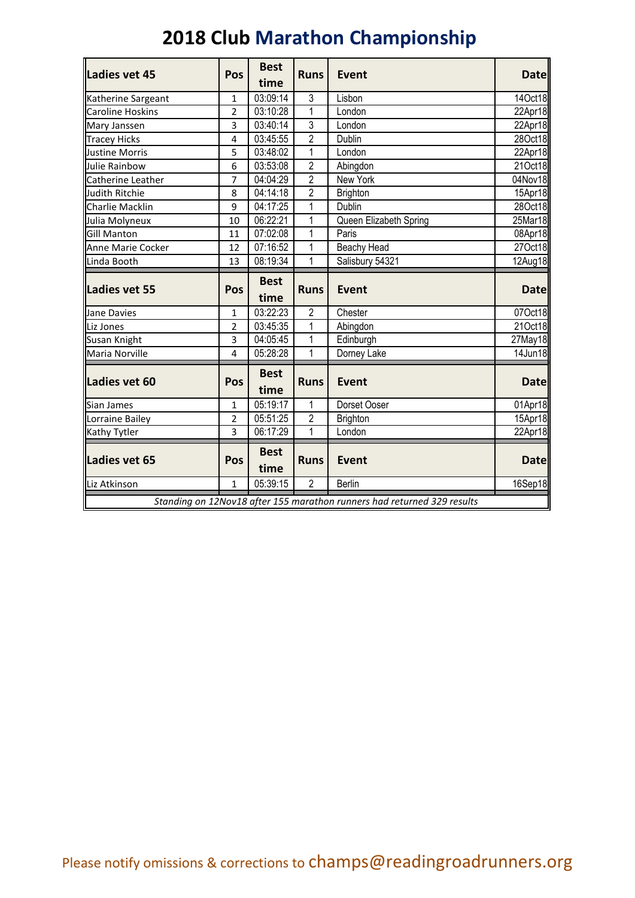# 2018 Club Marathon Championship

| Ladies vet 45 | Pos | Best time | Runs | Event | Date |
|---|---|---|---|---|---|
| Katherine Sargeant | 1 | 03:09:14 | 3 | Lisbon | 14Oct18 |
| Caroline Hoskins | 2 | 03:10:28 | 1 | London | 22Apr18 |
| Mary Janssen | 3 | 03:40:14 | 3 | London | 22Apr18 |
| Tracey Hicks | 4 | 03:45:55 | 2 | Dublin | 28Oct18 |
| Justine Morris | 5 | 03:48:02 | 1 | London | 22Apr18 |
| Julie Rainbow | 6 | 03:53:08 | 2 | Abingdon | 21Oct18 |
| Catherine Leather | 7 | 04:04:29 | 2 | New York | 04Nov18 |
| Judith Ritchie | 8 | 04:14:18 | 2 | Brighton | 15Apr18 |
| Charlie Macklin | 9 | 04:17:25 | 1 | Dublin | 28Oct18 |
| Julia Molyneux | 10 | 06:22:21 | 1 | Queen Elizabeth Spring | 25Mar18 |
| Gill Manton | 11 | 07:02:08 | 1 | Paris | 08Apr18 |
| Anne Marie Cocker | 12 | 07:16:52 | 1 | Beachy Head | 27Oct18 |
| Linda Booth | 13 | 08:19:34 | 1 | Salisbury 54321 | 12Aug18 |
| **Ladies vet 55** | **Pos** | **Best time** | **Runs** | **Event** | **Date** |
| Jane Davies | 1 | 03:22:23 | 2 | Chester | 07Oct18 |
| Liz Jones | 2 | 03:45:35 | 1 | Abingdon | 21Oct18 |
| Susan Knight | 3 | 04:05:45 | 1 | Edinburgh | 27May18 |
| Maria Norville | 4 | 05:28:28 | 1 | Dorney Lake | 14Jun18 |
| **Ladies vet 60** | **Pos** | **Best time** | **Runs** | **Event** | **Date** |
| Sian James | 1 | 05:19:17 | 1 | Dorset Ooser | 01Apr18 |
| Lorraine Bailey | 2 | 05:51:25 | 2 | Brighton | 15Apr18 |
| Kathy Tytler | 3 | 06:17:29 | 1 | London | 22Apr18 |
| **Ladies vet 65** | **Pos** | **Best time** | **Runs** | **Event** | **Date** |
| Liz Atkinson | 1 | 05:39:15 | 2 | Berlin | 16Sep18 |

*Standing on 12Nov18 after 155 marathon runners had returned 329 results*

Please notify omissions & corrections to champs@readingroadrunners.org